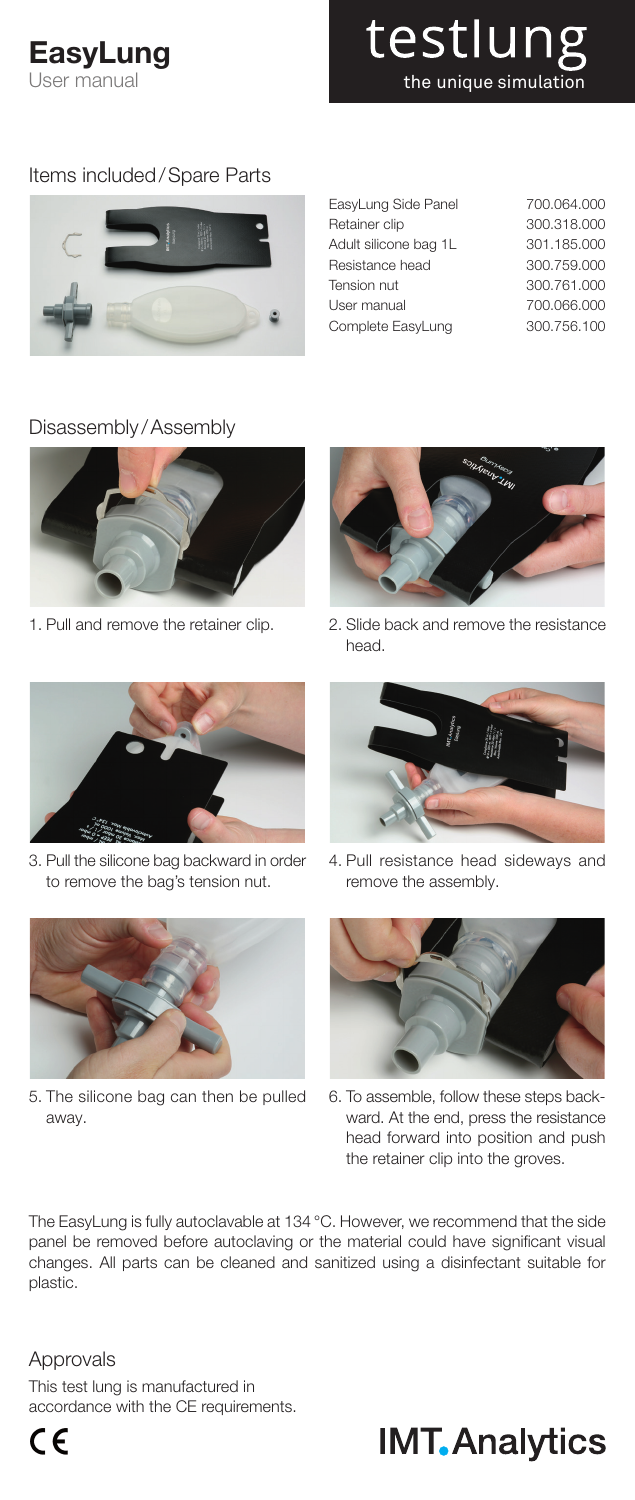# EasyLung

User manual

testlung
the unique simulation

## Items included / Spare Parts

| Item | Part number |
|---|---|
| EasyLung Side Panel | 700.064.000 |
| Retainer clip | 300.318.000 |
| Adult silicone bag 1L | 301.185.000 |
| Resistance head | 300.759.000 |
| Tension nut | 300.761.000 |
| User manual | 700.066.000 |
| Complete EasyLung | 300.756.100 |

## Disassembly / Assembly

1. Pull and remove the retainer clip.
2. Slide back and remove the resistance head.
3. Pull the silicone bag backward in order to remove the bag's tension nut.
4. Pull resistance head sideways and remove the assembly.
5. The silicone bag can then be pulled away.
6. To assemble, follow these steps backward. At the end, press the resistance head forward into position and push the retainer clip into the groves.

The EasyLung is fully autoclavable at 134 °C. However, we recommend that the side panel be removed before autoclaving or the material could have significant visual changes. All parts can be cleaned and sanitized using a disinfectant suitable for plastic.

## Approvals

This test lung is manufactured in accordance with the CE requirements.

CE

IMT.Analytics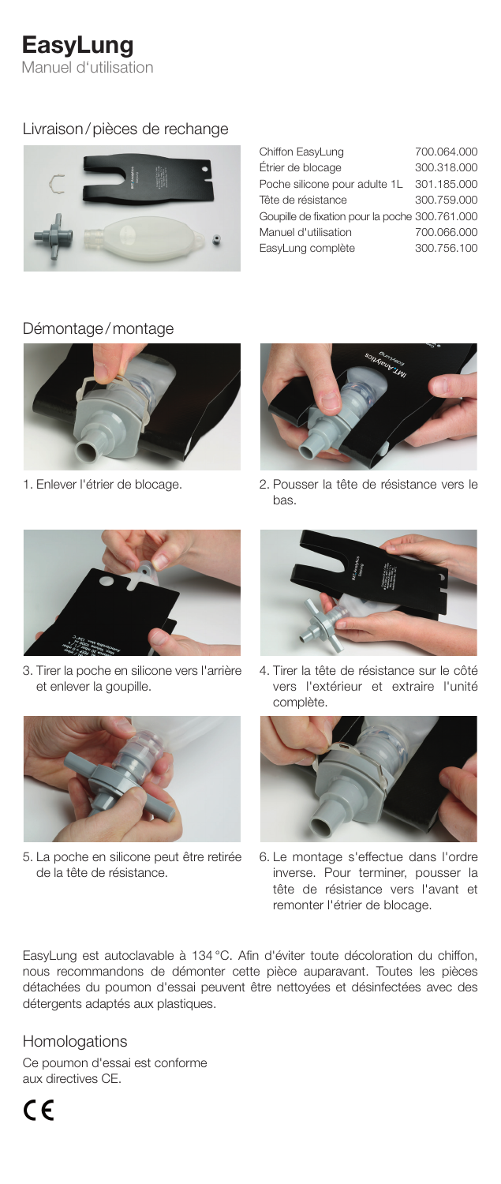# EasyLung

Manuel d'utilisation

## Livraison / pièces de rechange

| | |
|---|---|
| Chiffon EasyLung | 700.064.000 |
| Étrier de blocage | 300.318.000 |
| Poche silicone pour adulte 1L | 301.185.000 |
| Tête de résistance | 300.759.000 |
| Goupille de fixation pour la poche | 300.761.000 |
| Manuel d'utilisation | 700.066.000 |
| EasyLung complète | 300.756.100 |

## Démontage / montage

1. Enlever l'étrier de blocage.
2. Pousser la tête de résistance vers le bas.
3. Tirer la poche en silicone vers l'arrière et enlever la goupille.
4. Tirer la tête de résistance sur le côté vers l'extérieur et extraire l'unité complète.
5. La poche en silicone peut être retirée de la tête de résistance.
6. Le montage s'effectue dans l'ordre inverse. Pour terminer, pousser la tête de résistance vers l'avant et remonter l'étrier de blocage.

EasyLung est autoclavable à 134 °C. Afin d'éviter toute décoloration du chiffon, nous recommandons de démonter cette pièce auparavant. Toutes les pièces détachées du poumon d'essai peuvent être nettoyées et désinfectées avec des détergents adaptés aux plastiques.

## Homologations

Ce poumon d'essai est conforme aux directives CE.

CE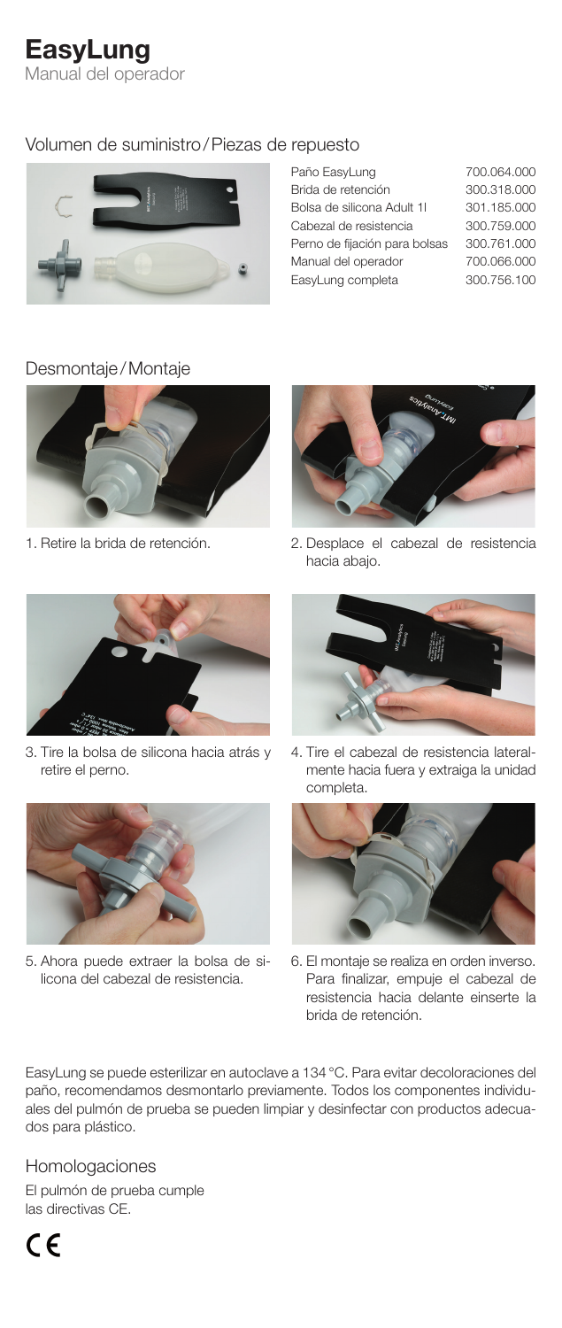# EasyLung

Manual del operador

## Volumen de suministro / Piezas de repuesto

| | |
|---|---|
| Paño EasyLung | 700.064.000 |
| Brida de retención | 300.318.000 |
| Bolsa de silicona Adult 1l | 301.185.000 |
| Cabezal de resistencia | 300.759.000 |
| Perno de fijación para bolsas | 300.761.000 |
| Manual del operador | 700.066.000 |
| EasyLung completa | 300.756.100 |

## Desmontaje / Montaje

1. Retire la brida de retención.

2. Desplace el cabezal de resistencia hacia abajo.

3. Tire la bolsa de silicona hacia atrás y retire el perno.

4. Tire el cabezal de resistencia lateralmente hacia fuera y extraiga la unidad completa.

5. Ahora puede extraer la bolsa de silicona del cabezal de resistencia.

6. El montaje se realiza en orden inverso. Para finalizar, empuje el cabezal de resistencia hacia delante einserte la brida de retención.

EasyLung se puede esterilizar en autoclave a 134 °C. Para evitar decoloraciones del paño, recomendamos desmontarlo previamente. Todos los componentes individuales del pulmón de prueba se pueden limpiar y desinfectar con productos adecuados para plástico.

## Homologaciones

El pulmón de prueba cumple las directivas CE.

CE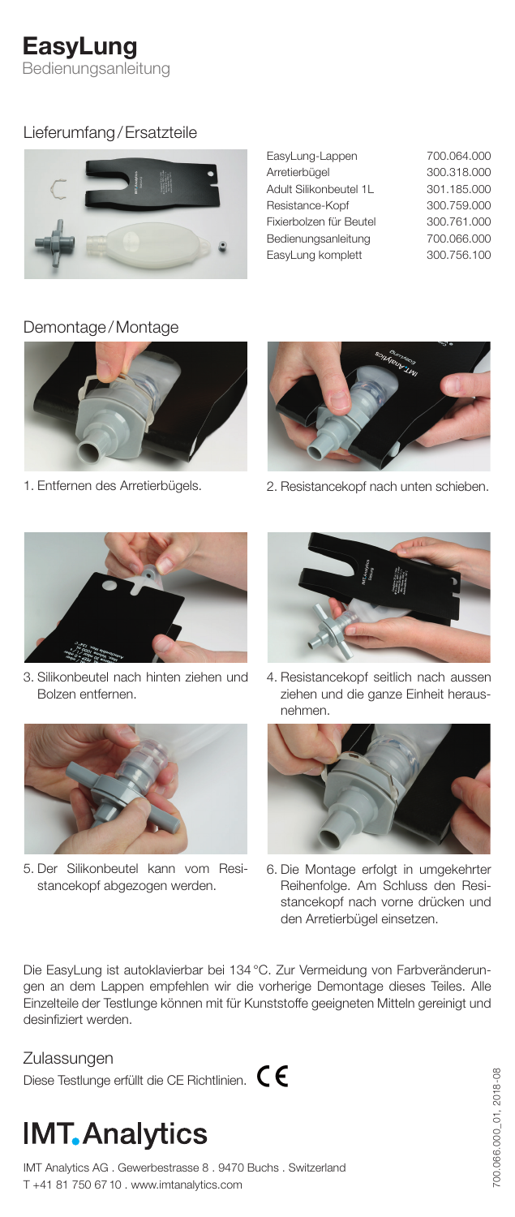# EasyLung

Bedienungsanleitung

## Lieferumfang / Ersatzteile

| | |
|---|---|
| EasyLung-Lappen | 700.064.000 |
| Arretierbügel | 300.318.000 |
| Adult Silikonbeutel 1L | 301.185.000 |
| Resistance-Kopf | 300.759.000 |
| Fixierbolzen für Beutel | 300.761.000 |
| Bedienungsanleitung | 700.066.000 |
| EasyLung komplett | 300.756.100 |

## Demontage / Montage

1. Entfernen des Arretierbügels.
2. Resistancekopf nach unten schieben.
3. Silikonbeutel nach hinten ziehen und Bolzen entfernen.
4. Resistancekopf seitlich nach aussen ziehen und die ganze Einheit herausnehmen.
5. Der Silikonbeutel kann vom Resistancekopf abgezogen werden.
6. Die Montage erfolgt in umgekehrter Reihenfolge. Am Schluss den Resistancekopf nach vorne drücken und den Arretierbügel einsetzen.

Die EasyLung ist autoklavierbar bei 134 °C. Zur Vermeidung von Farbveränderungen an dem Lappen empfehlen wir die vorherige Demontage dieses Teiles. Alle Einzelteile der Testlunge können mit für Kunststoffe geeigneten Mitteln gereinigt und desinfiziert werden.

## Zulassungen

Diese Testlunge erfüllt die CE Richtlinien. CE

IMT Analytics

IMT Analytics AG . Gewerbestrasse 8 . 9470 Buchs . Switzerland
T +41 81 750 67 10 . www.imtanalytics.com

700.066.000_01, 2018-08